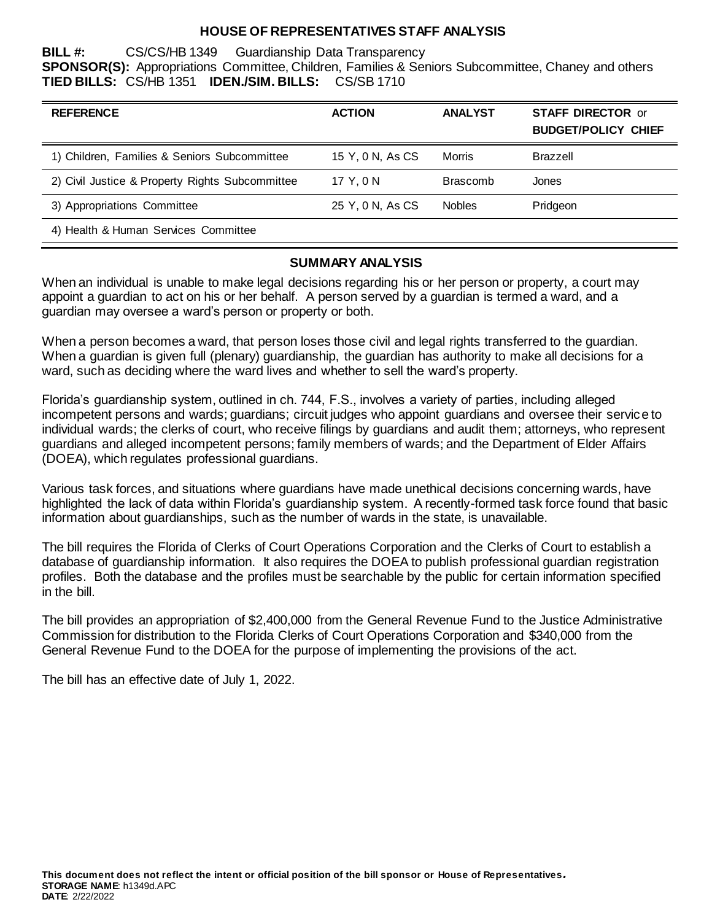# HOUSE OF REPRESENTATIVES STAFF ANALYSIS

**BILL #:** CS/CS/HB 1349 Guardianship Data Transparency
**SPONSOR(S):** Appropriations Committee, Children, Families & Seniors Subcommittee, Chaney and others
**TIED BILLS:** CS/HB 1351 **IDEN./SIM. BILLS:** CS/SB 1710

| REFERENCE | ACTION | ANALYST | STAFF DIRECTOR or BUDGET/POLICY CHIEF |
|---|---|---|---|
| 1) Children, Families & Seniors Subcommittee | 15 Y, 0 N, As CS | Morris | Brazzell |
| 2) Civil Justice & Property Rights Subcommittee | 17 Y, 0 N | Brascomb | Jones |
| 3) Appropriations Committee | 25 Y, 0 N, As CS | Nobles | Pridgeon |
| 4) Health & Human Services Committee | | | |

## SUMMARY ANALYSIS

When an individual is unable to make legal decisions regarding his or her person or property, a court may appoint a guardian to act on his or her behalf. A person served by a guardian is termed a ward, and a guardian may oversee a ward's person or property or both.

When a person becomes a ward, that person loses those civil and legal rights transferred to the guardian. When a guardian is given full (plenary) guardianship, the guardian has authority to make all decisions for a ward, such as deciding where the ward lives and whether to sell the ward's property.

Florida's guardianship system, outlined in ch. 744, F.S., involves a variety of parties, including alleged incompetent persons and wards; guardians; circuit judges who appoint guardians and oversee their service to individual wards; the clerks of court, who receive filings by guardians and audit them; attorneys, who represent guardians and alleged incompetent persons; family members of wards; and the Department of Elder Affairs (DOEA), which regulates professional guardians.

Various task forces, and situations where guardians have made unethical decisions concerning wards, have highlighted the lack of data within Florida's guardianship system. A recently-formed task force found that basic information about guardianships, such as the number of wards in the state, is unavailable.

The bill requires the Florida of Clerks of Court Operations Corporation and the Clerks of Court to establish a database of guardianship information. It also requires the DOEA to publish professional guardian registration profiles. Both the database and the profiles must be searchable by the public for certain information specified in the bill.

The bill provides an appropriation of $2,400,000 from the General Revenue Fund to the Justice Administrative Commission for distribution to the Florida Clerks of Court Operations Corporation and $340,000 from the General Revenue Fund to the DOEA for the purpose of implementing the provisions of the act.

The bill has an effective date of July 1, 2022.

**This document does not reflect the intent or official position of the bill sponsor or House of Representatives.**
**STORAGE NAME**: h1349d.APC
**DATE**: 2/22/2022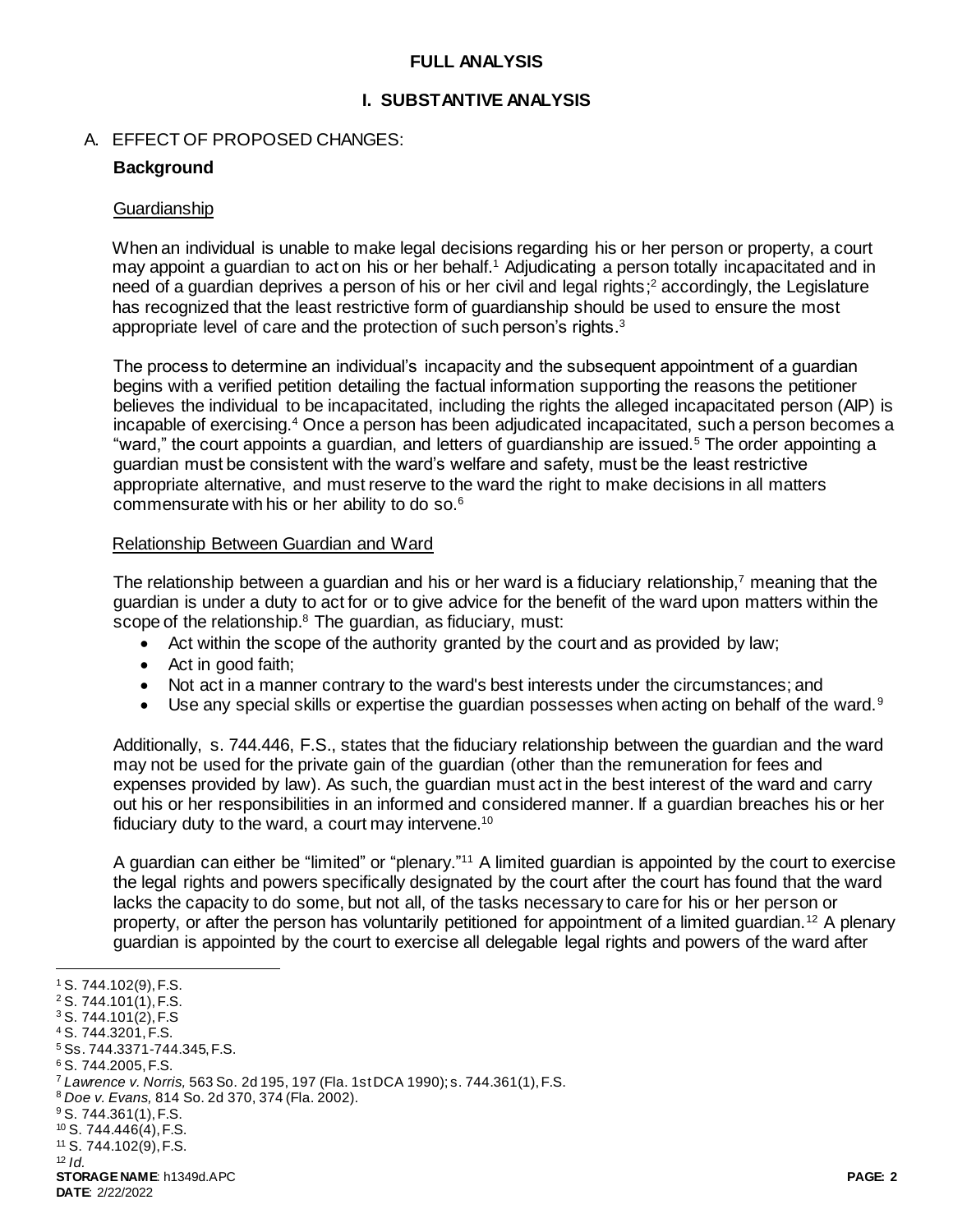## FULL ANALYSIS

### I. SUBSTANTIVE ANALYSIS

A. EFFECT OF PROPOSED CHANGES:

**Background**

Guardianship

When an individual is unable to make legal decisions regarding his or her person or property, a court may appoint a guardian to act on his or her behalf.[1] Adjudicating a person totally incapacitated and in need of a guardian deprives a person of his or her civil and legal rights;[2] accordingly, the Legislature has recognized that the least restrictive form of guardianship should be used to ensure the most appropriate level of care and the protection of such person's rights.[3]

The process to determine an individual's incapacity and the subsequent appointment of a guardian begins with a verified petition detailing the factual information supporting the reasons the petitioner believes the individual to be incapacitated, including the rights the alleged incapacitated person (AIP) is incapable of exercising.[4] Once a person has been adjudicated incapacitated, such a person becomes a "ward," the court appoints a guardian, and letters of guardianship are issued.[5] The order appointing a guardian must be consistent with the ward's welfare and safety, must be the least restrictive appropriate alternative, and must reserve to the ward the right to make decisions in all matters commensurate with his or her ability to do so.[6]

Relationship Between Guardian and Ward

The relationship between a guardian and his or her ward is a fiduciary relationship,[7] meaning that the guardian is under a duty to act for or to give advice for the benefit of the ward upon matters within the scope of the relationship.[8] The guardian, as fiduciary, must:

- Act within the scope of the authority granted by the court and as provided by law;
- Act in good faith;
- Not act in a manner contrary to the ward's best interests under the circumstances; and
- Use any special skills or expertise the guardian possesses when acting on behalf of the ward.[9]

Additionally, s. 744.446, F.S., states that the fiduciary relationship between the guardian and the ward may not be used for the private gain of the guardian (other than the remuneration for fees and expenses provided by law). As such, the guardian must act in the best interest of the ward and carry out his or her responsibilities in an informed and considered manner. If a guardian breaches his or her fiduciary duty to the ward, a court may intervene.[10]

A guardian can either be "limited" or "plenary."[11] A limited guardian is appointed by the court to exercise the legal rights and powers specifically designated by the court after the court has found that the ward lacks the capacity to do some, but not all, of the tasks necessary to care for his or her person or property, or after the person has voluntarily petitioned for appointment of a limited guardian.[12] A plenary guardian is appointed by the court to exercise all delegable legal rights and powers of the ward after

---

[1] S. 744.102(9), F.S.
[2] S. 744.101(1), F.S.
[3] S. 744.101(2), F.S
[4] S. 744.3201, F.S.
[5] Ss. 744.3371-744.345, F.S.
[6] S. 744.2005, F.S.
[7] *Lawrence v. Norris,* 563 So. 2d 195, 197 (Fla. 1st DCA 1990); s. 744.361(1), F.S.
[8] *Doe v. Evans,* 814 So. 2d 370, 374 (Fla. 2002).
[9] S. 744.361(1), F.S.
[10] S. 744.446(4), F.S.
[11] S. 744.102(9), F.S.
[12] *Id.*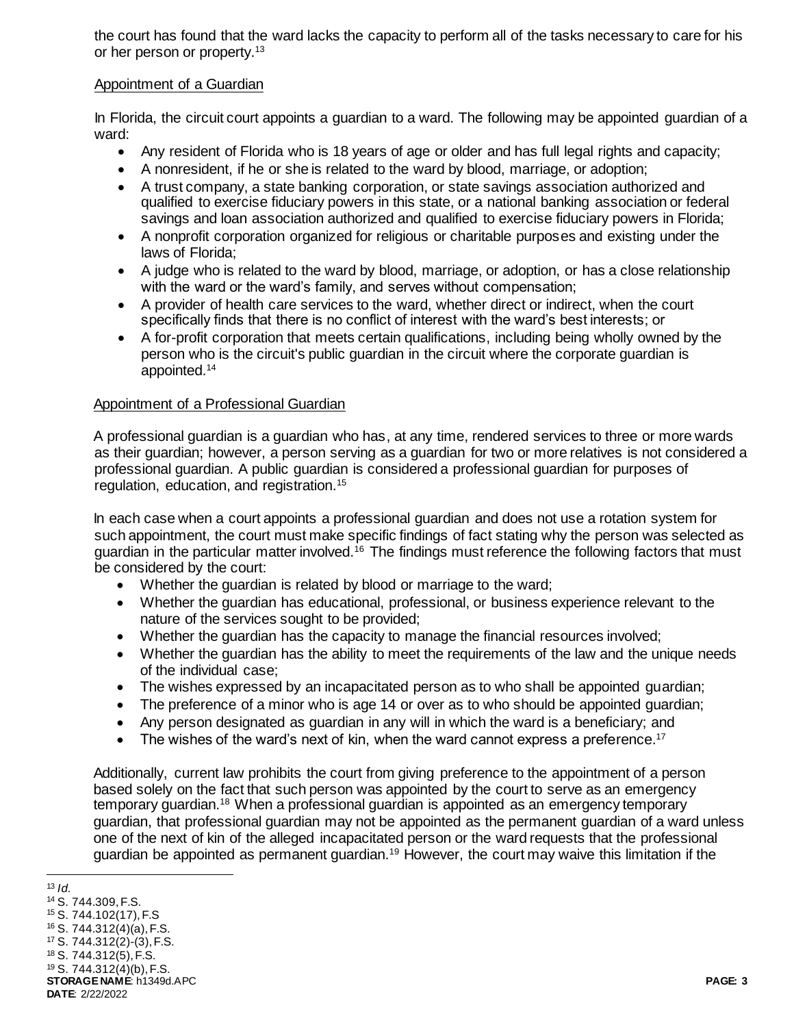the court has found that the ward lacks the capacity to perform all of the tasks necessary to care for his or her person or property.[13]

Appointment of a Guardian

In Florida, the circuit court appoints a guardian to a ward. The following may be appointed guardian of a ward:

- Any resident of Florida who is 18 years of age or older and has full legal rights and capacity;
- A nonresident, if he or she is related to the ward by blood, marriage, or adoption;
- A trust company, a state banking corporation, or state savings association authorized and qualified to exercise fiduciary powers in this state, or a national banking association or federal savings and loan association authorized and qualified to exercise fiduciary powers in Florida;
- A nonprofit corporation organized for religious or charitable purposes and existing under the laws of Florida;
- A judge who is related to the ward by blood, marriage, or adoption, or has a close relationship with the ward or the ward's family, and serves without compensation;
- A provider of health care services to the ward, whether direct or indirect, when the court specifically finds that there is no conflict of interest with the ward's best interests; or
- A for-profit corporation that meets certain qualifications, including being wholly owned by the person who is the circuit's public guardian in the circuit where the corporate guardian is appointed.[14]

Appointment of a Professional Guardian

A professional guardian is a guardian who has, at any time, rendered services to three or more wards as their guardian; however, a person serving as a guardian for two or more relatives is not considered a professional guardian. A public guardian is considered a professional guardian for purposes of regulation, education, and registration.[15]

In each case when a court appoints a professional guardian and does not use a rotation system for such appointment, the court must make specific findings of fact stating why the person was selected as guardian in the particular matter involved.[16] The findings must reference the following factors that must be considered by the court:

- Whether the guardian is related by blood or marriage to the ward;
- Whether the guardian has educational, professional, or business experience relevant to the nature of the services sought to be provided;
- Whether the guardian has the capacity to manage the financial resources involved;
- Whether the guardian has the ability to meet the requirements of the law and the unique needs of the individual case;
- The wishes expressed by an incapacitated person as to who shall be appointed guardian;
- The preference of a minor who is age 14 or over as to who should be appointed guardian;
- Any person designated as guardian in any will in which the ward is a beneficiary; and
- The wishes of the ward's next of kin, when the ward cannot express a preference.[17]

Additionally, current law prohibits the court from giving preference to the appointment of a person based solely on the fact that such person was appointed by the court to serve as an emergency temporary guardian.[18] When a professional guardian is appointed as an emergency temporary guardian, that professional guardian may not be appointed as the permanent guardian of a ward unless one of the next of kin of the alleged incapacitated person or the ward requests that the professional guardian be appointed as permanent guardian.[19] However, the court may waive this limitation if the

---

[13] *Id.*
[14] S. 744.309, F.S.
[15] S. 744.102(17), F.S
[16] S. 744.312(4)(a), F.S.
[17] S. 744.312(2)-(3), F.S.
[18] S. 744.312(5), F.S.
[19] S. 744.312(4)(b), F.S.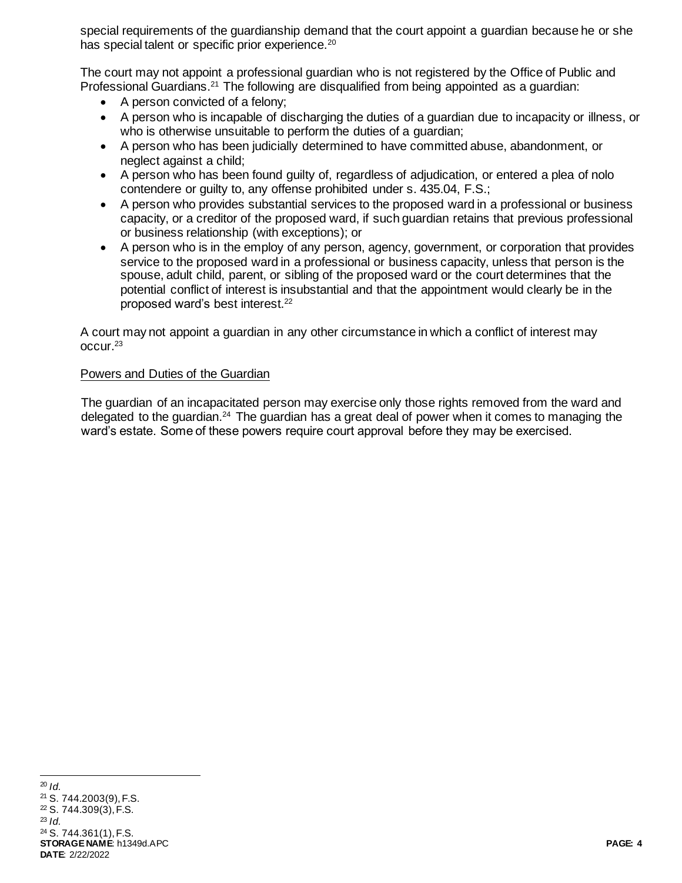special requirements of the guardianship demand that the court appoint a guardian because he or she has special talent or specific prior experience.[20]

The court may not appoint a professional guardian who is not registered by the Office of Public and Professional Guardians.[21] The following are disqualified from being appointed as a guardian:

- A person convicted of a felony;
- A person who is incapable of discharging the duties of a guardian due to incapacity or illness, or who is otherwise unsuitable to perform the duties of a guardian;
- A person who has been judicially determined to have committed abuse, abandonment, or neglect against a child;
- A person who has been found guilty of, regardless of adjudication, or entered a plea of nolo contendere or guilty to, any offense prohibited under s. 435.04, F.S.;
- A person who provides substantial services to the proposed ward in a professional or business capacity, or a creditor of the proposed ward, if such guardian retains that previous professional or business relationship (with exceptions); or
- A person who is in the employ of any person, agency, government, or corporation that provides service to the proposed ward in a professional or business capacity, unless that person is the spouse, adult child, parent, or sibling of the proposed ward or the court determines that the potential conflict of interest is insubstantial and that the appointment would clearly be in the proposed ward's best interest.[22]

A court may not appoint a guardian in any other circumstance in which a conflict of interest may occur.[23]

<u>Powers and Duties of the Guardian</u>

The guardian of an incapacitated person may exercise only those rights removed from the ward and delegated to the guardian.[24] The guardian has a great deal of power when it comes to managing the ward's estate. Some of these powers require court approval before they may be exercised.

---

[20] *Id.*
[21] S. 744.2003(9), F.S.
[22] S. 744.309(3), F.S.
[23] *Id.*
[24] S. 744.361(1), F.S.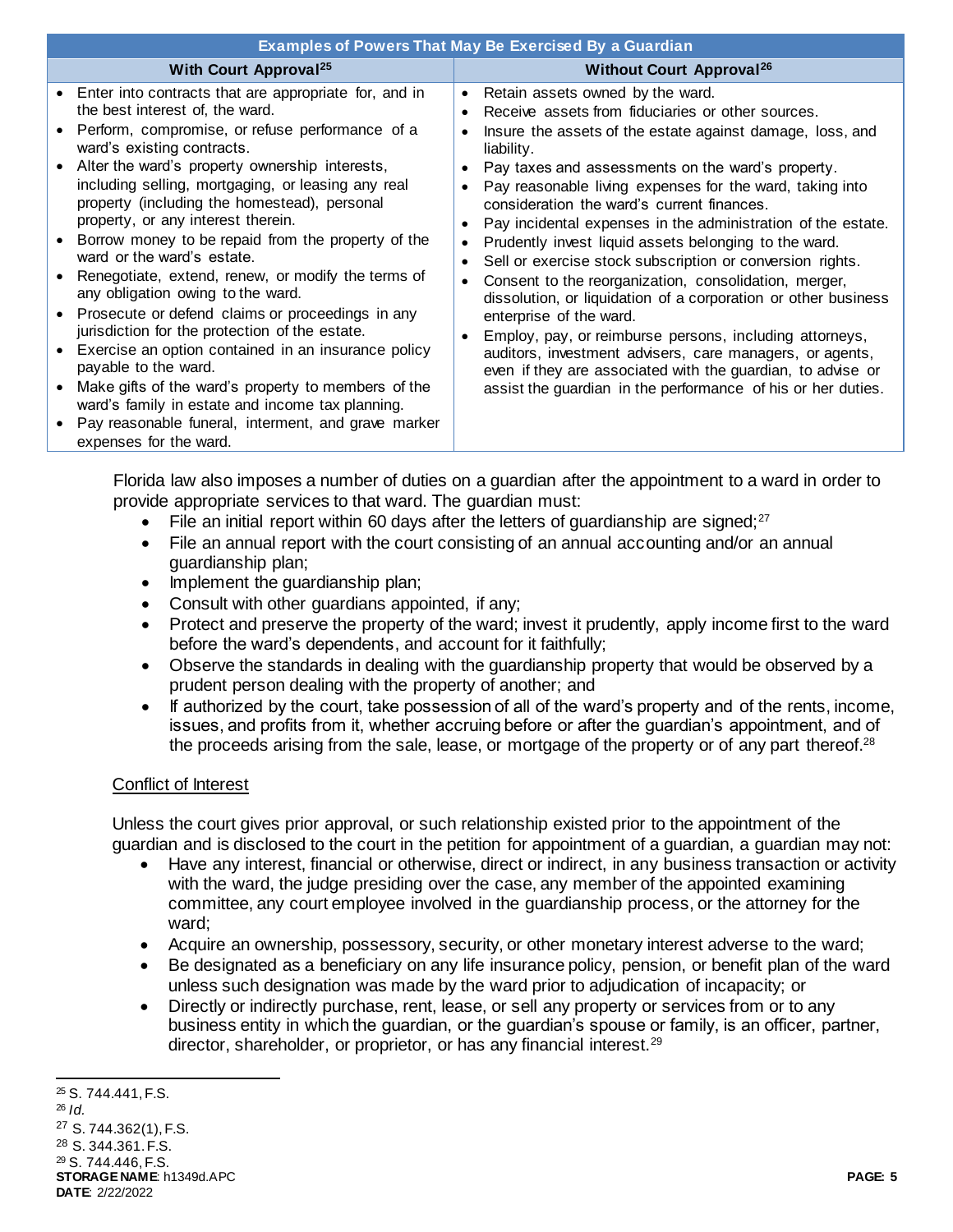| Examples of Powers That May Be Exercised By a Guardian | |
|---|---|
| **With Court Approval**[25] | **Without Court Approval**[26] |
| • Enter into contracts that are appropriate for, and in the best interest of, the ward.<br>• Perform, compromise, or refuse performance of a ward's existing contracts.<br>• Alter the ward's property ownership interests, including selling, mortgaging, or leasing any real property (including the homestead), personal property, or any interest therein.<br>• Borrow money to be repaid from the property of the ward or the ward's estate.<br>• Renegotiate, extend, renew, or modify the terms of any obligation owing to the ward.<br>• Prosecute or defend claims or proceedings in any jurisdiction for the protection of the estate.<br>• Exercise an option contained in an insurance policy payable to the ward.<br>• Make gifts of the ward's property to members of the ward's family in estate and income tax planning.<br>• Pay reasonable funeral, interment, and grave marker expenses for the ward. | • Retain assets owned by the ward.<br>• Receive assets from fiduciaries or other sources.<br>• Insure the assets of the estate against damage, loss, and liability.<br>• Pay taxes and assessments on the ward's property.<br>• Pay reasonable living expenses for the ward, taking into consideration the ward's current finances.<br>• Pay incidental expenses in the administration of the estate.<br>• Prudently invest liquid assets belonging to the ward.<br>• Sell or exercise stock subscription or conversion rights.<br>• Consent to the reorganization, consolidation, merger, dissolution, or liquidation of a corporation or other business enterprise of the ward.<br>• Employ, pay, or reimburse persons, including attorneys, auditors, investment advisers, care managers, or agents, even if they are associated with the guardian, to advise or assist the guardian in the performance of his or her duties. |

Florida law also imposes a number of duties on a guardian after the appointment to a ward in order to provide appropriate services to that ward. The guardian must:

- File an initial report within 60 days after the letters of guardianship are signed;[27]
- File an annual report with the court consisting of an annual accounting and/or an annual guardianship plan;
- Implement the guardianship plan;
- Consult with other guardians appointed, if any;
- Protect and preserve the property of the ward; invest it prudently, apply income first to the ward before the ward's dependents, and account for it faithfully;
- Observe the standards in dealing with the guardianship property that would be observed by a prudent person dealing with the property of another; and
- If authorized by the court, take possession of all of the ward's property and of the rents, income, issues, and profits from it, whether accruing before or after the guardian's appointment, and of the proceeds arising from the sale, lease, or mortgage of the property or of any part thereof.[28]

Conflict of Interest

Unless the court gives prior approval, or such relationship existed prior to the appointment of the guardian and is disclosed to the court in the petition for appointment of a guardian, a guardian may not:

- Have any interest, financial or otherwise, direct or indirect, in any business transaction or activity with the ward, the judge presiding over the case, any member of the appointed examining committee, any court employee involved in the guardianship process, or the attorney for the ward;
- Acquire an ownership, possessory, security, or other monetary interest adverse to the ward;
- Be designated as a beneficiary on any life insurance policy, pension, or benefit plan of the ward unless such designation was made by the ward prior to adjudication of incapacity; or
- Directly or indirectly purchase, rent, lease, or sell any property or services from or to any business entity in which the guardian, or the guardian's spouse or family, is an officer, partner, director, shareholder, or proprietor, or has any financial interest.[29]

---

[25] S. 744.441, F.S.
[26] *Id.*
[27] S. 744.362(1), F.S.
[28] S. 344.361. F.S.
[29] S. 744.446, F.S.

**STORAGE NAME**: h1349d.APC
**DATE**: 2/22/2022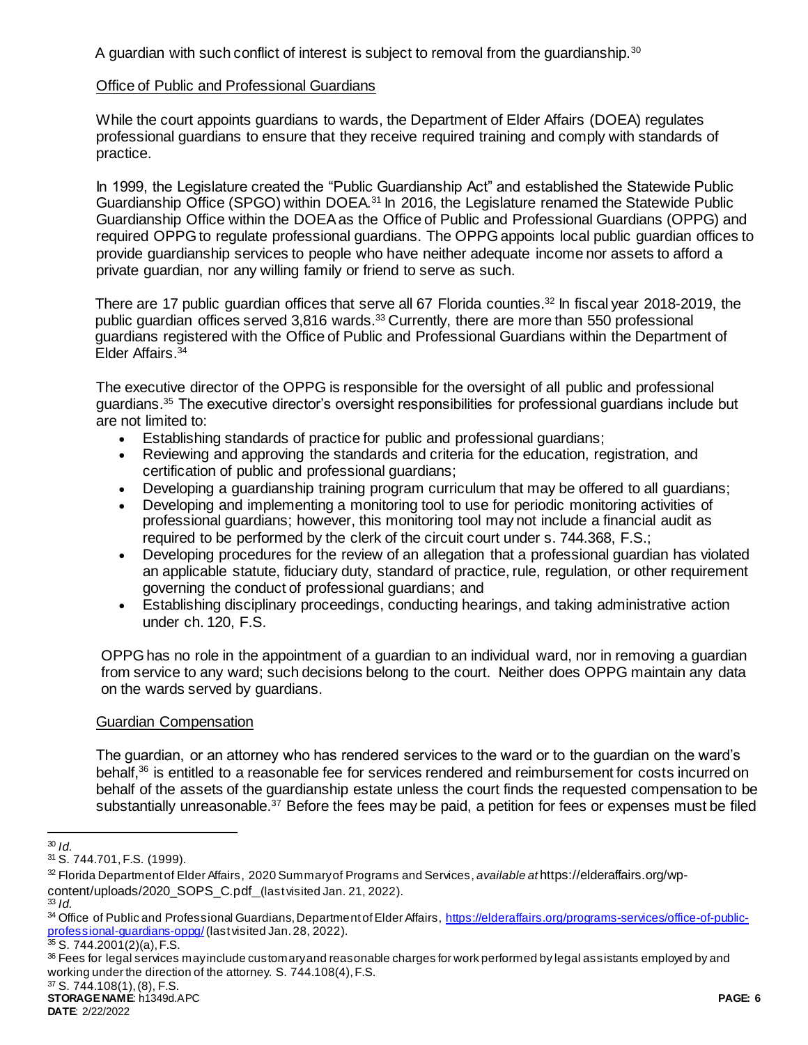A guardian with such conflict of interest is subject to removal from the guardianship.[30]

Office of Public and Professional Guardians

While the court appoints guardians to wards, the Department of Elder Affairs (DOEA) regulates professional guardians to ensure that they receive required training and comply with standards of practice.

In 1999, the Legislature created the "Public Guardianship Act" and established the Statewide Public Guardianship Office (SPGO) within DOEA.[31] In 2016, the Legislature renamed the Statewide Public Guardianship Office within the DOEA as the Office of Public and Professional Guardians (OPPG) and required OPPG to regulate professional guardians. The OPPG appoints local public guardian offices to provide guardianship services to people who have neither adequate income nor assets to afford a private guardian, nor any willing family or friend to serve as such.

There are 17 public guardian offices that serve all 67 Florida counties.[32] In fiscal year 2018-2019, the public guardian offices served 3,816 wards.[33] Currently, there are more than 550 professional guardians registered with the Office of Public and Professional Guardians within the Department of Elder Affairs.[34]

The executive director of the OPPG is responsible for the oversight of all public and professional guardians.[35] The executive director's oversight responsibilities for professional guardians include but are not limited to:

- Establishing standards of practice for public and professional guardians;
- Reviewing and approving the standards and criteria for the education, registration, and certification of public and professional guardians;
- Developing a guardianship training program curriculum that may be offered to all guardians;
- Developing and implementing a monitoring tool to use for periodic monitoring activities of professional guardians; however, this monitoring tool may not include a financial audit as required to be performed by the clerk of the circuit court under s. 744.368, F.S.;
- Developing procedures for the review of an allegation that a professional guardian has violated an applicable statute, fiduciary duty, standard of practice, rule, regulation, or other requirement governing the conduct of professional guardians; and
- Establishing disciplinary proceedings, conducting hearings, and taking administrative action under ch. 120, F.S.

OPPG has no role in the appointment of a guardian to an individual ward, nor in removing a guardian from service to any ward; such decisions belong to the court. Neither does OPPG maintain any data on the wards served by guardians.

Guardian Compensation

The guardian, or an attorney who has rendered services to the ward or to the guardian on the ward's behalf,[36] is entitled to a reasonable fee for services rendered and reimbursement for costs incurred on behalf of the assets of the guardianship estate unless the court finds the requested compensation to be substantially unreasonable.[37] Before the fees may be paid, a petition for fees or expenses must be filed

---

[30] *Id.*

[31] S. 744.701, F.S. (1999).

[32] Florida Department of Elder Affairs, 2020 Summary of Programs and Services, *available at* https://elderaffairs.org/wp-content/uploads/2020_SOPS_C.pdf_(last visited Jan. 21, 2022).

[33] *Id.*

[34] Office of Public and Professional Guardians, Department of Elder Affairs, https://elderaffairs.org/programs-services/office-of-public-professional-guardians-oppg/ (last visited Jan. 28, 2022).

[35] S. 744.2001(2)(a), F.S.

[36] Fees for legal services may include customary and reasonable charges for work performed by legal assistants employed by and working under the direction of the attorney. S. 744.108(4), F.S.

[37] S. 744.108(1), (8), F.S.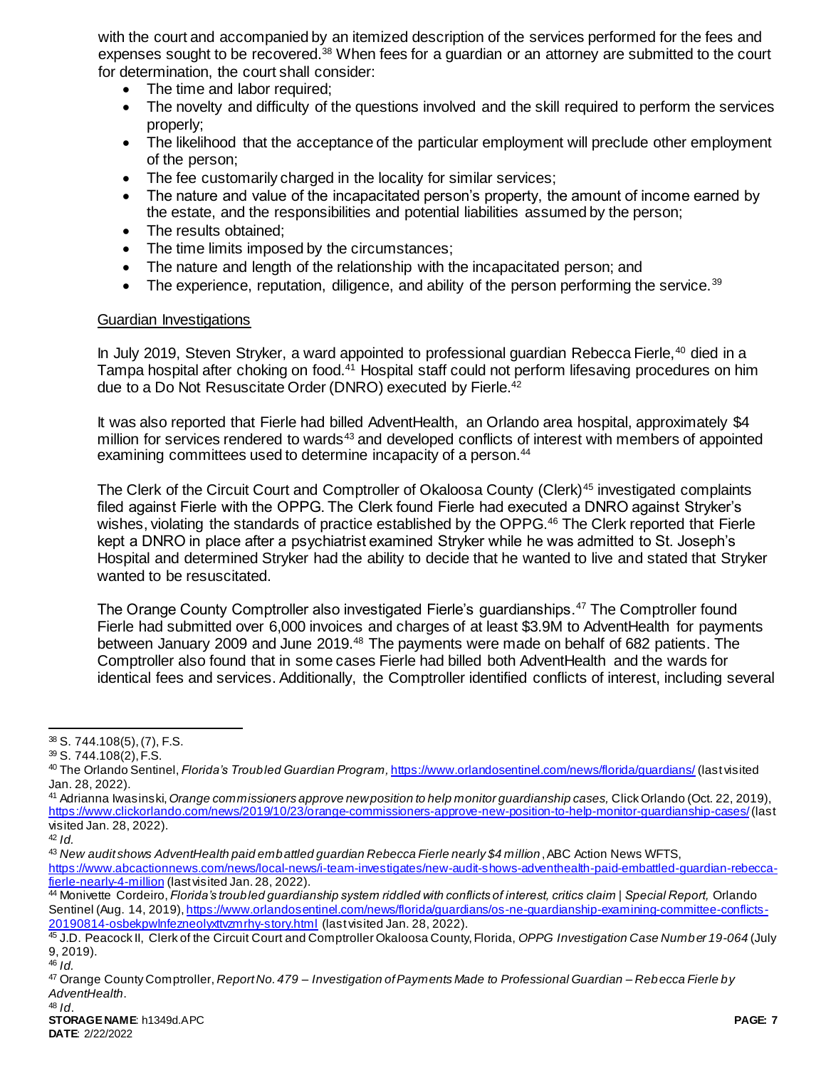with the court and accompanied by an itemized description of the services performed for the fees and expenses sought to be recovered.[38] When fees for a guardian or an attorney are submitted to the court for determination, the court shall consider:

- The time and labor required;
- The novelty and difficulty of the questions involved and the skill required to perform the services properly;
- The likelihood that the acceptance of the particular employment will preclude other employment of the person;
- The fee customarily charged in the locality for similar services;
- The nature and value of the incapacitated person's property, the amount of income earned by the estate, and the responsibilities and potential liabilities assumed by the person;
- The results obtained;
- The time limits imposed by the circumstances;
- The nature and length of the relationship with the incapacitated person; and
- The experience, reputation, diligence, and ability of the person performing the service.[39]

Guardian Investigations

In July 2019, Steven Stryker, a ward appointed to professional guardian Rebecca Fierle,[40] died in a Tampa hospital after choking on food.[41] Hospital staff could not perform lifesaving procedures on him due to a Do Not Resuscitate Order (DNRO) executed by Fierle.[42]

It was also reported that Fierle had billed AdventHealth, an Orlando area hospital, approximately $4 million for services rendered to wards[43] and developed conflicts of interest with members of appointed examining committees used to determine incapacity of a person.[44]

The Clerk of the Circuit Court and Comptroller of Okaloosa County (Clerk)[45] investigated complaints filed against Fierle with the OPPG. The Clerk found Fierle had executed a DNRO against Stryker's wishes, violating the standards of practice established by the OPPG.[46] The Clerk reported that Fierle kept a DNRO in place after a psychiatrist examined Stryker while he was admitted to St. Joseph's Hospital and determined Stryker had the ability to decide that he wanted to live and stated that Stryker wanted to be resuscitated.

The Orange County Comptroller also investigated Fierle's guardianships.[47] The Comptroller found Fierle had submitted over 6,000 invoices and charges of at least $3.9M to AdventHealth for payments between January 2009 and June 2019.[48] The payments were made on behalf of 682 patients. The Comptroller also found that in some cases Fierle had billed both AdventHealth and the wards for identical fees and services. Additionally, the Comptroller identified conflicts of interest, including several

---

[38] S. 744.108(5), (7), F.S.

[39] S. 744.108(2), F.S.

[40] The Orlando Sentinel, *Florida's Troubled Guardian Program*, https://www.orlandosentinel.com/news/florida/guardians/ (last visited Jan. 28, 2022).

[41] Adrianna Iwasinski, *Orange commissioners approve new position to help monitor guardianship cases,* Click Orlando (Oct. 22, 2019), https://www.clickorlando.com/news/2019/10/23/orange-commissioners-approve-new-position-to-help-monitor-guardianship-cases/ (last visited Jan. 28, 2022).

[42] *Id.*

[43] *New audit shows AdventHealth paid embattled guardian Rebecca Fierle nearly $4 million*, ABC Action News WFTS, https://www.abcactionnews.com/news/local-news/i-team-investigates/new-audit-shows-adventhealth-paid-embattled-guardian-rebecca-fierle-nearly-4-million (last visited Jan. 28, 2022).

[44] Monivette Cordeiro, *Florida's troubled guardianship system riddled with conflicts of interest, critics claim | Special Report,* Orlando Sentinel (Aug. 14, 2019), https://www.orlandosentinel.com/news/florida/guardians/os-ne-guardianship-examining-committee-conflicts-20190814-osbekpwlnfezneolyxttvzmrhy-story.html (last visited Jan. 28, 2022).

[45] J.D. Peacock II, Clerk of the Circuit Court and Comptroller Okaloosa County, Florida, *OPPG Investigation Case Number 19-064* (July 9, 2019).

[46] *Id.*

[47] Orange County Comptroller, *Report No. 479 – Investigation of Payments Made to Professional Guardian – Rebecca Fierle by AdventHealth*.

[48] *Id.*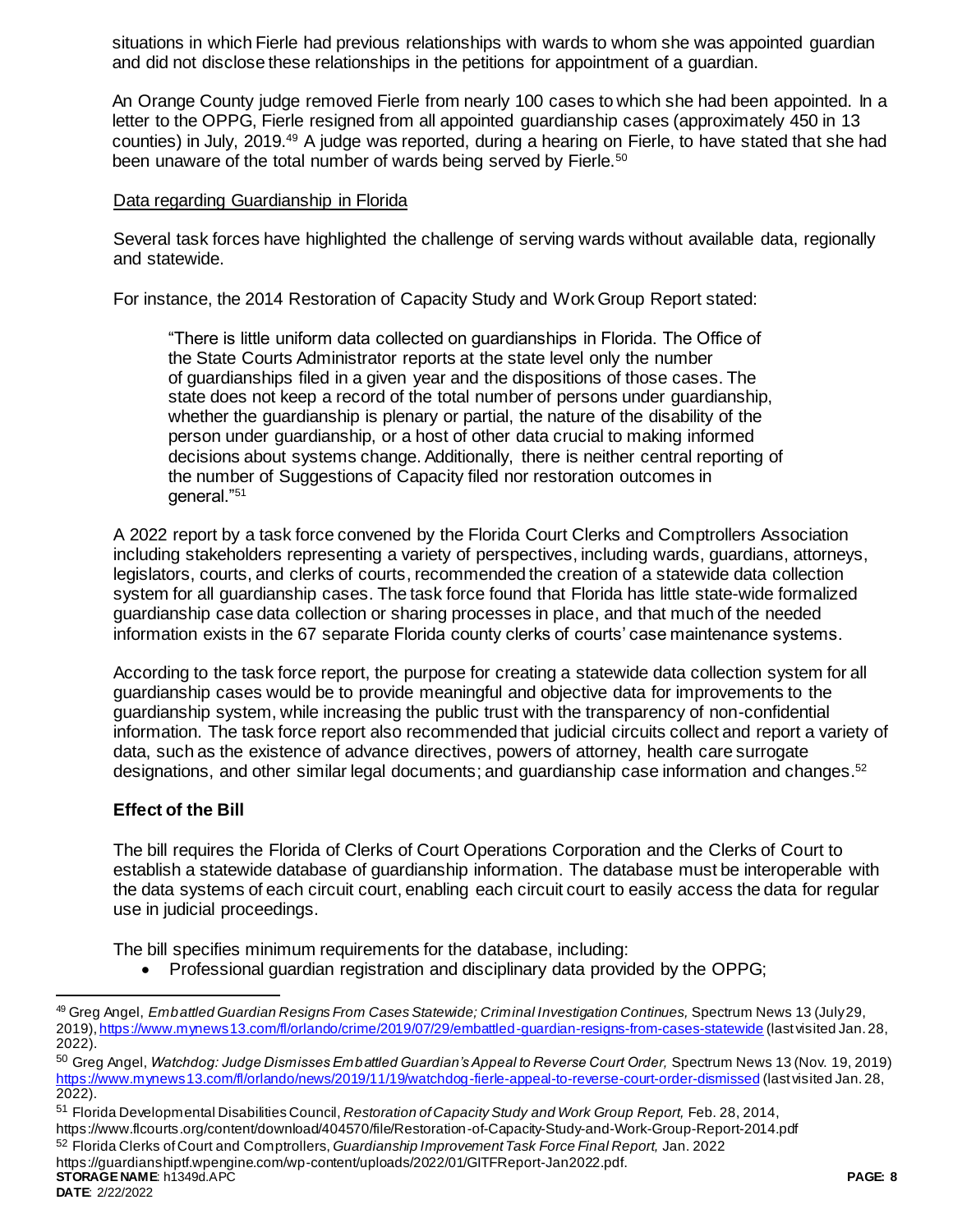situations in which Fierle had previous relationships with wards to whom she was appointed guardian and did not disclose these relationships in the petitions for appointment of a guardian.

An Orange County judge removed Fierle from nearly 100 cases to which she had been appointed. In a letter to the OPPG, Fierle resigned from all appointed guardianship cases (approximately 450 in 13 counties) in July, 2019.[49] A judge was reported, during a hearing on Fierle, to have stated that she had been unaware of the total number of wards being served by Fierle.[50]

Data regarding Guardianship in Florida

Several task forces have highlighted the challenge of serving wards without available data, regionally and statewide.

For instance, the 2014 Restoration of Capacity Study and Work Group Report stated:

> "There is little uniform data collected on guardianships in Florida. The Office of the State Courts Administrator reports at the state level only the number of guardianships filed in a given year and the dispositions of those cases. The state does not keep a record of the total number of persons under guardianship, whether the guardianship is plenary or partial, the nature of the disability of the person under guardianship, or a host of other data crucial to making informed decisions about systems change. Additionally, there is neither central reporting of the number of Suggestions of Capacity filed nor restoration outcomes in general."[51]

A 2022 report by a task force convened by the Florida Court Clerks and Comptrollers Association including stakeholders representing a variety of perspectives, including wards, guardians, attorneys, legislators, courts, and clerks of courts, recommended the creation of a statewide data collection system for all guardianship cases. The task force found that Florida has little state-wide formalized guardianship case data collection or sharing processes in place, and that much of the needed information exists in the 67 separate Florida county clerks of courts' case maintenance systems.

According to the task force report, the purpose for creating a statewide data collection system for all guardianship cases would be to provide meaningful and objective data for improvements to the guardianship system, while increasing the public trust with the transparency of non-confidential information. The task force report also recommended that judicial circuits collect and report a variety of data, such as the existence of advance directives, powers of attorney, health care surrogate designations, and other similar legal documents; and guardianship case information and changes.[52]

### Effect of the Bill

The bill requires the Florida of Clerks of Court Operations Corporation and the Clerks of Court to establish a statewide database of guardianship information. The database must be interoperable with the data systems of each circuit court, enabling each circuit court to easily access the data for regular use in judicial proceedings.

The bill specifies minimum requirements for the database, including:

- Professional guardian registration and disciplinary data provided by the OPPG;

---

[49] Greg Angel, *Embattled Guardian Resigns From Cases Statewide; Criminal Investigation Continues,* Spectrum News 13 (July 29, 2019), https://www.mynews13.com/fl/orlando/crime/2019/07/29/embattled-guardian-resigns-from-cases-statewide (last visited Jan. 28, 2022).

[50] Greg Angel, *Watchdog: Judge Dismisses Embattled Guardian's Appeal to Reverse Court Order,* Spectrum News 13 (Nov. 19, 2019) https://www.mynews13.com/fl/orlando/news/2019/11/19/watchdog-fierle-appeal-to-reverse-court-order-dismissed (last visited Jan. 28, 2022).

[51] Florida Developmental Disabilities Council, *Restoration of Capacity Study and Work Group Report,* Feb. 28, 2014, https://www.flcourts.org/content/download/404570/file/Restoration-of-Capacity-Study-and-Work-Group-Report-2014.pdf

[52] Florida Clerks of Court and Comptrollers, *Guardianship Improvement Task Force Final Report,* Jan. 2022 https://guardianshiptf.wpengine.com/wp-content/uploads/2022/01/GITFReport-Jan2022.pdf.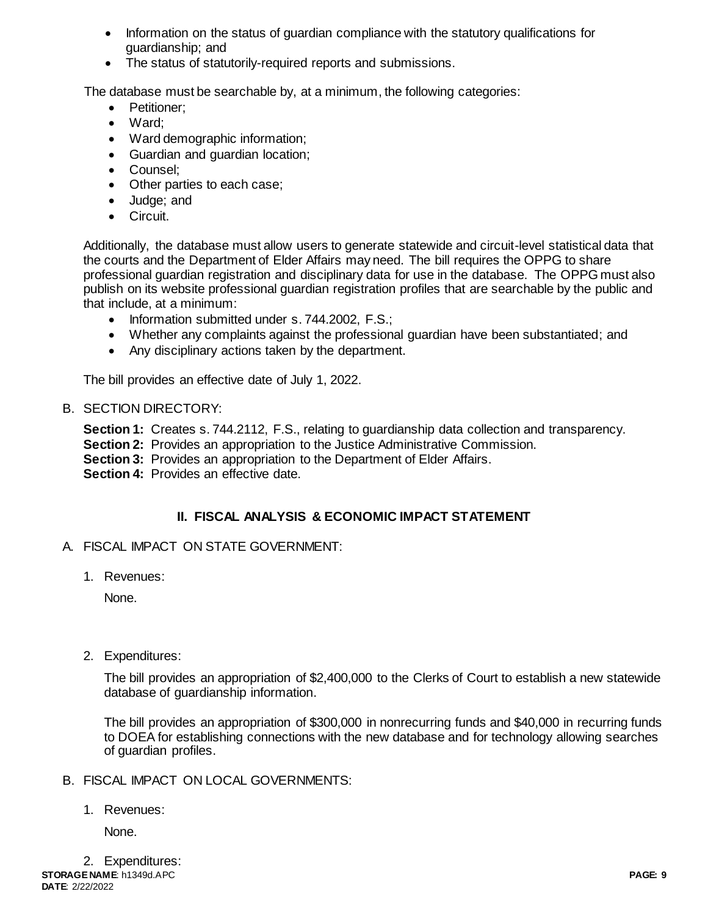- Information on the status of guardian compliance with the statutory qualifications for guardianship; and
- The status of statutorily-required reports and submissions.

The database must be searchable by, at a minimum, the following categories:

- Petitioner;
- Ward;
- Ward demographic information;
- Guardian and guardian location;
- Counsel;
- Other parties to each case;
- Judge; and
- Circuit.

Additionally, the database must allow users to generate statewide and circuit-level statistical data that the courts and the Department of Elder Affairs may need. The bill requires the OPPG to share professional guardian registration and disciplinary data for use in the database. The OPPG must also publish on its website professional guardian registration profiles that are searchable by the public and that include, at a minimum:

- Information submitted under s. 744.2002, F.S.;
- Whether any complaints against the professional guardian have been substantiated; and
- Any disciplinary actions taken by the department.

The bill provides an effective date of July 1, 2022.

B. SECTION DIRECTORY:

**Section 1:** Creates s. 744.2112, F.S., relating to guardianship data collection and transparency.
**Section 2:** Provides an appropriation to the Justice Administrative Commission.
**Section 3:** Provides an appropriation to the Department of Elder Affairs.
**Section 4:** Provides an effective date.

## II. FISCAL ANALYSIS & ECONOMIC IMPACT STATEMENT

A. FISCAL IMPACT ON STATE GOVERNMENT:

1. Revenues:

   None.

2. Expenditures:

   The bill provides an appropriation of $2,400,000 to the Clerks of Court to establish a new statewide database of guardianship information.

   The bill provides an appropriation of $300,000 in nonrecurring funds and $40,000 in recurring funds to DOEA for establishing connections with the new database and for technology allowing searches of guardian profiles.

B. FISCAL IMPACT ON LOCAL GOVERNMENTS:

1. Revenues:

   None.

2. Expenditures: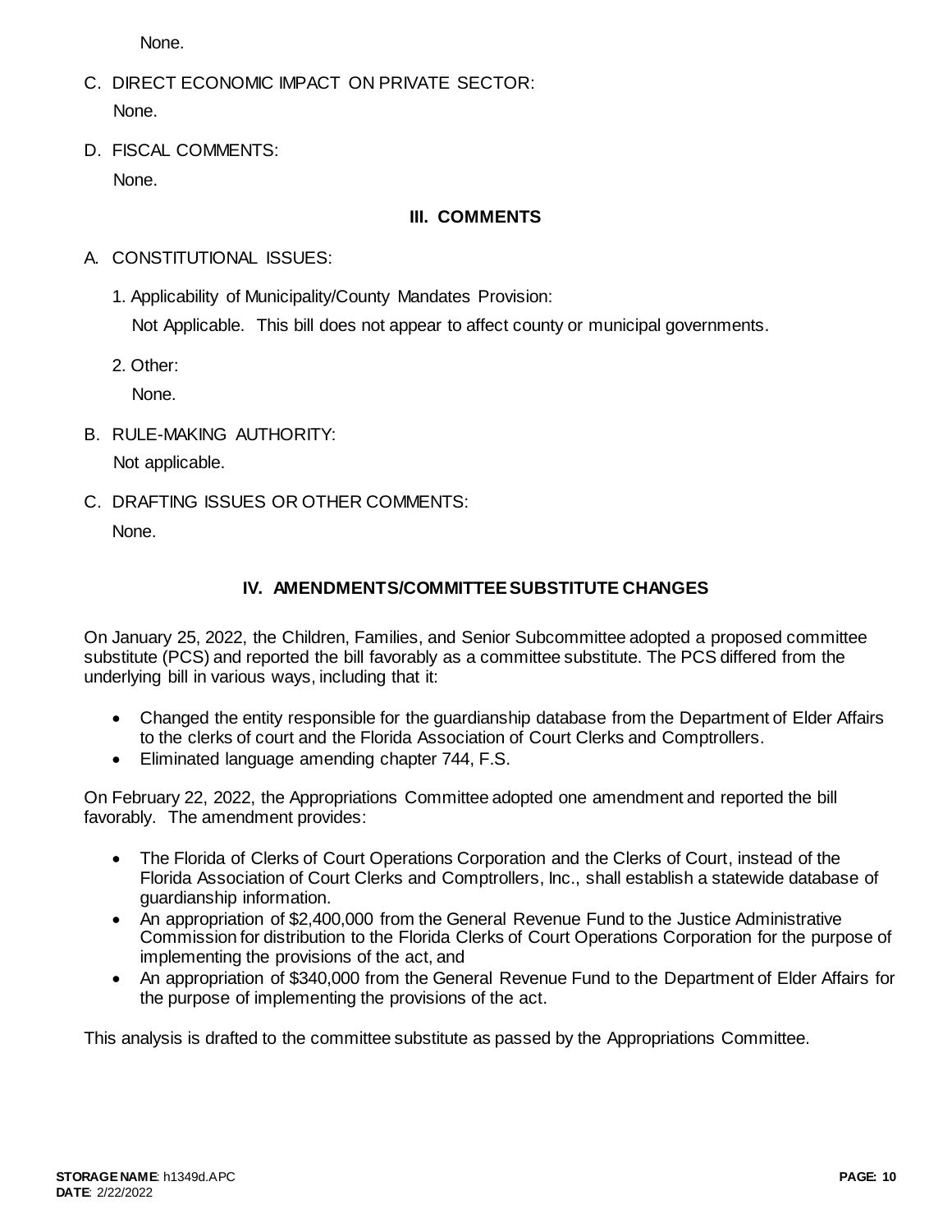None.

C. DIRECT ECONOMIC IMPACT ON PRIVATE SECTOR:

None.

D. FISCAL COMMENTS:

None.

## III. COMMENTS

A. CONSTITUTIONAL ISSUES:

1. Applicability of Municipality/County Mandates Provision:

   Not Applicable. This bill does not appear to affect county or municipal governments.

2. Other:

   None.

B. RULE-MAKING AUTHORITY:

Not applicable.

C. DRAFTING ISSUES OR OTHER COMMENTS:

None.

## IV. AMENDMENTS/COMMITTEE SUBSTITUTE CHANGES

On January 25, 2022, the Children, Families, and Senior Subcommittee adopted a proposed committee substitute (PCS) and reported the bill favorably as a committee substitute. The PCS differed from the underlying bill in various ways, including that it:

- Changed the entity responsible for the guardianship database from the Department of Elder Affairs to the clerks of court and the Florida Association of Court Clerks and Comptrollers.
- Eliminated language amending chapter 744, F.S.

On February 22, 2022, the Appropriations Committee adopted one amendment and reported the bill favorably. The amendment provides:

- The Florida of Clerks of Court Operations Corporation and the Clerks of Court, instead of the Florida Association of Court Clerks and Comptrollers, Inc., shall establish a statewide database of guardianship information.
- An appropriation of $2,400,000 from the General Revenue Fund to the Justice Administrative Commission for distribution to the Florida Clerks of Court Operations Corporation for the purpose of implementing the provisions of the act, and
- An appropriation of $340,000 from the General Revenue Fund to the Department of Elder Affairs for the purpose of implementing the provisions of the act.

This analysis is drafted to the committee substitute as passed by the Appropriations Committee.